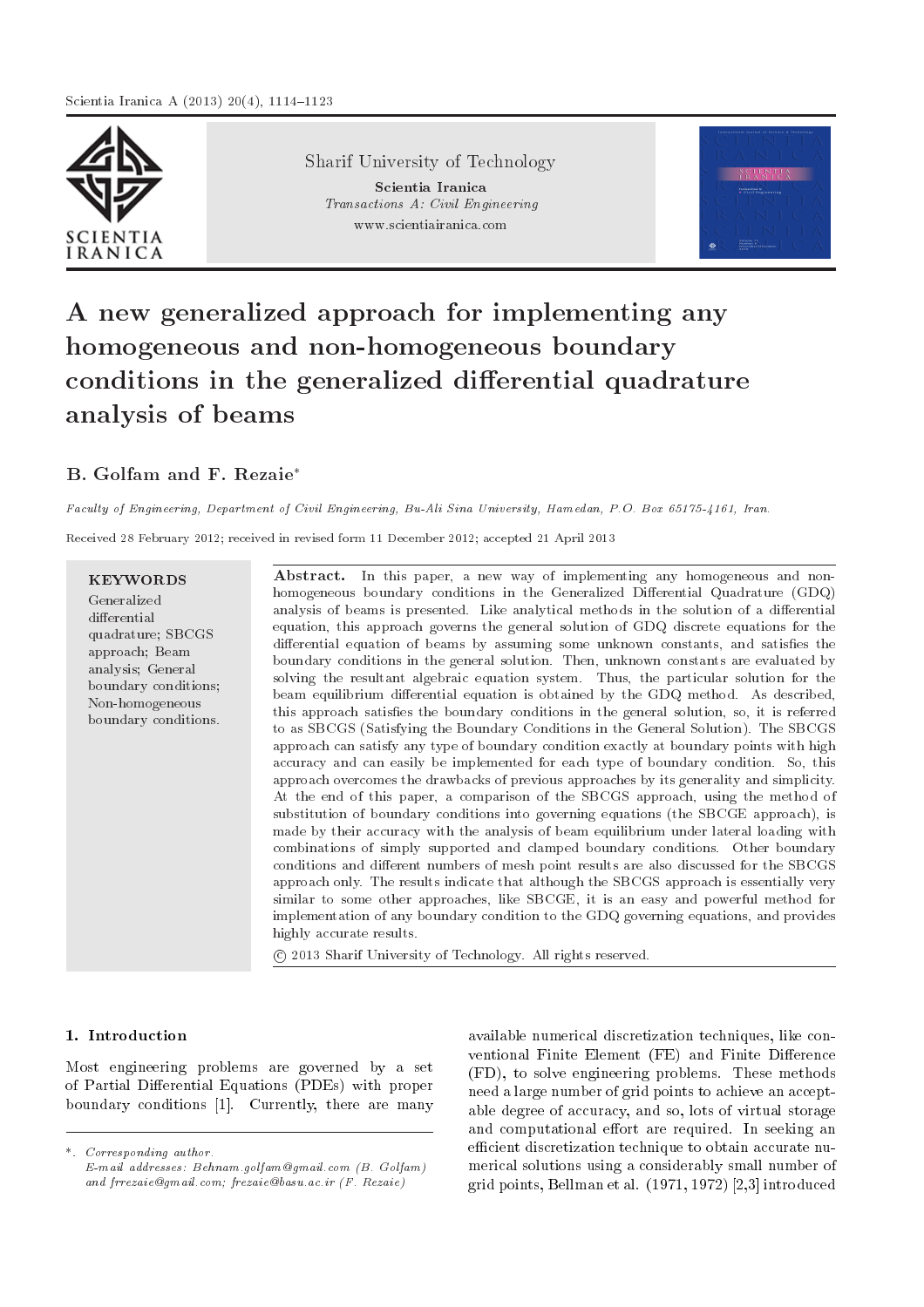# A new generalized approach for implementing any homogeneous and non-homogeneous boundary conditions in the generalized differential quadrature analysis of beams

**B. Golfam and F. Rezaie***

*Faculty of Engineering, Department of Civil Engineering, Bu-Ali Sina University, Hamedan, P.O. Box 65175-4161, Iran.*

Received 28 February 2012; received in revised form 11 December 2012; accepted 21 April 2013

**KEYWORDS**

Generalized differential quadrature; SBCGS approach; Beam analysis; General boundary conditions; Non-homogeneous boundary conditions.

**Abstract.** In this paper, a new way of implementing any homogeneous and non-homogeneous boundary conditions in the Generalized Differential Quadrature (GDQ) analysis of beams is presented. Like analytical methods in the solution of a differential equation, this approach governs the general solution of GDQ discrete equations for the differential equation of beams by assuming some unknown constants, and satisfies the boundary conditions in the general solution. Then, unknown constants are evaluated by solving the resultant algebraic equation system. Thus, the particular solution for the beam equilibrium differential equation is obtained by the GDQ method. As described, this approach satisfies the boundary conditions in the general solution, so, it is referred to as SBCGS (Satisfying the Boundary Conditions in the General Solution). The SBCGS approach can satisfy any type of boundary condition exactly at boundary points with high accuracy and can easily be implemented for each type of boundary condition. So, this approach overcomes the drawbacks of previous approaches by its generality and simplicity. At the end of this paper, a comparison of the SBCGS approach, using the method of substitution of boundary conditions into governing equations (the SBCGE approach), is made by their accuracy with the analysis of beam equilibrium under lateral loading with combinations of simply supported and clamped boundary conditions. Other boundary conditions and different numbers of mesh point results are also discussed for the SBCGS approach only. The results indicate that although the SBCGS approach is essentially very similar to some other approaches, like SBCGE, it is an easy and powerful method for implementation of any boundary condition to the GDQ governing equations, and provides highly accurate results.

© 2013 Sharif University of Technology. All rights reserved.

## 1. Introduction

Most engineering problems are governed by a set of Partial Differential Equations (PDEs) with proper boundary conditions [1]. Currently, there are many available numerical discretization techniques, like conventional Finite Element (FE) and Finite Difference (FD), to solve engineering problems. These methods need a large number of grid points to achieve an acceptable degree of accuracy, and so, lots of virtual storage and computational effort are required. In seeking an efficient discretization technique to obtain accurate numerical solutions using a considerably small number of grid points, Bellman et al. (1971, 1972) [2,3] introduced

*. *Corresponding author.*
*E-mail addresses: Behnam.golfam@gmail.com (B. Golfam) and frrezaie@gmail.com; frezaie@basu.ac.ir (F. Rezaie)*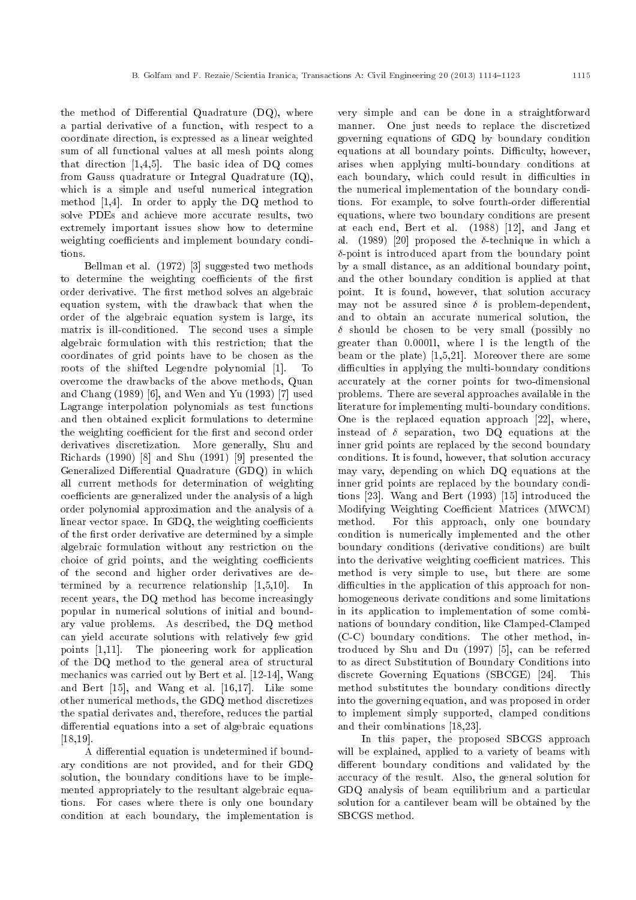the method of Differential Quadrature (DQ), where a partial derivative of a function, with respect to a coordinate direction, is expressed as a linear weighted sum of all functional values at all mesh points along that direction [1,4,5]. The basic idea of DQ comes from Gauss quadrature or Integral Quadrature (IQ), which is a simple and useful numerical integration method [1,4]. In order to apply the DQ method to solve PDEs and achieve more accurate results, two extremely important issues show how to determine weighting coefficients and implement boundary conditions.

Bellman et al. (1972) [3] suggested two methods to determine the weighting coefficients of the first order derivative. The first method solves an algebraic equation system, with the drawback that when the order of the algebraic equation system is large, its matrix is ill-conditioned. The second uses a simple algebraic formulation with this restriction; that the coordinates of grid points have to be chosen as the roots of the shifted Legendre polynomial [1]. To overcome the drawbacks of the above methods, Quan and Chang (1989) [6], and Wen and Yu (1993) [7] used Lagrange interpolation polynomials as test functions and then obtained explicit formulations to determine the weighting coefficient for the first and second order derivatives discretization. More generally, Shu and Richards (1990) [8] and Shu (1991) [9] presented the Generalized Differential Quadrature (GDQ) in which all current methods for determination of weighting coefficients are generalized under the analysis of a high order polynomial approximation and the analysis of a linear vector space. In GDQ, the weighting coefficients of the first order derivative are determined by a simple algebraic formulation without any restriction on the choice of grid points, and the weighting coefficients of the second and higher order derivatives are determined by a recurrence relationship [1,5,10]. In recent years, the DQ method has become increasingly popular in numerical solutions of initial and boundary value problems. As described, the DQ method can yield accurate solutions with relatively few grid points [1,11]. The pioneering work for application of the DQ method to the general area of structural mechanics was carried out by Bert et al. [12-14], Wang and Bert [15], and Wang et al. [16,17]. Like some other numerical methods, the GDQ method discretizes the spatial derivates and, therefore, reduces the partial differential equations into a set of algebraic equations [18,19].

A differential equation is undetermined if boundary conditions are not provided, and for their GDQ solution, the boundary conditions have to be implemented appropriately to the resultant algebraic equations. For cases where there is only one boundary condition at each boundary, the implementation is very simple and can be done in a straightforward manner. One just needs to replace the discretized governing equations of GDQ by boundary condition equations at all boundary points. Difficulty, however, arises when applying multi-boundary conditions at each boundary, which could result in difficulties in the numerical implementation of the boundary conditions. For example, to solve fourth-order differential equations, where two boundary conditions are present at each end, Bert et al. (1988) [12], and Jang et al. (1989) [20] proposed the $\delta$-technique in which a $\delta$-point is introduced apart from the boundary point by a small distance, as an additional boundary point, and the other boundary condition is applied at that point. It is found, however, that solution accuracy may not be assured since $\delta$ is problem-dependent, and to obtain an accurate numerical solution, the $\delta$ should be chosen to be very small (possibly no greater than 0.0001l, where l is the length of the beam or the plate) [1,5,21]. Moreover there are some difficulties in applying the multi-boundary conditions accurately at the corner points for two-dimensional problems. There are several approaches available in the literature for implementing multi-boundary conditions. One is the replaced equation approach [22], where, instead of $\delta$ separation, two DQ equations at the inner grid points are replaced by the second boundary conditions. It is found, however, that solution accuracy may vary, depending on which DQ equations at the inner grid points are replaced by the boundary conditions [23]. Wang and Bert (1993) [15] introduced the Modifying Weighting Coefficient Matrices (MWCM) method. For this approach, only one boundary condition is numerically implemented and the other boundary conditions (derivative conditions) are built into the derivative weighting coefficient matrices. This method is very simple to use, but there are some difficulties in the application of this approach for non-homogeneous derivate conditions and some limitations in its application to implementation of some combinations of boundary condition, like Clamped-Clamped (C-C) boundary conditions. The other method, introduced by Shu and Du (1997) [5], can be referred to as direct Substitution of Boundary Conditions into discrete Governing Equations (SBCGE) [24]. This method substitutes the boundary conditions directly into the governing equation, and was proposed in order to implement simply supported, clamped conditions and their combinations [18,23].

In this paper, the proposed SBCGS approach will be explained, applied to a variety of beams with different boundary conditions and validated by the accuracy of the result. Also, the general solution for GDQ analysis of beam equilibrium and a particular solution for a cantilever beam will be obtained by the SBCGS method.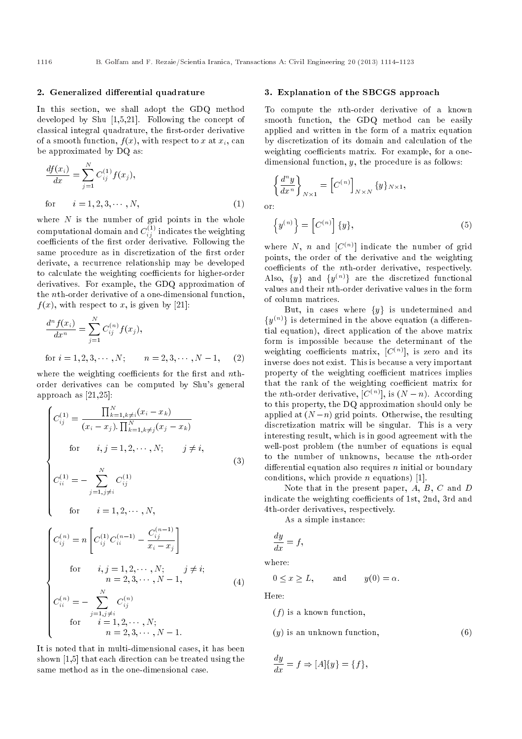## 2. Generalized differential quadrature

In this section, we shall adopt the GDQ method developed by Shu [1,5,21]. Following the concept of classical integral quadrature, the first-order derivative of a smooth function, $f(x)$, with respect to $x$ at $x_i$, can be approximated by DQ as:

$$\frac{df(x_i)}{dx} = \sum_{j=1}^{N} C_{ij}^{(1)} f(x_j),$$

$$\text{for} \qquad i = 1, 2, 3, \cdots, N, \tag{1}$$

where $N$ is the number of grid points in the whole computational domain and $C_{ij}^{(1)}$ indicates the weighting coefficients of the first order derivative. Following the same procedure as in discretization of the first order derivate, a recurrence relationship may be developed to calculate the weighting coefficients for higher-order derivatives. For example, the GDQ approximation of the $n$th-order derivative of a one-dimensional function, $f(x)$, with respect to $x$, is given by [21]:

$$\frac{d^n f(x_i)}{dx^n} = \sum_{j=1}^{N} C_{ij}^{(n)} f(x_j),$$

$$\text{for } i = 1, 2, 3, \cdots, N; \qquad n = 2, 3, \cdots, N-1, \tag{2}$$

where the weighting coefficients for the first and $n$th-order derivatives can be computed by Shu's general approach as [21,25]:

$$\begin{cases} C_{ij}^{(1)} = \dfrac{\prod_{k=1, k\neq i}^{N} (x_i - x_k)}{(x_i - x_j) . \prod_{k=1, k\neq j}^{N} (x_j - x_k)} \\ \qquad \text{for} \qquad i, j = 1, 2, \cdots, N; \qquad j \neq i, \\ C_{ii}^{(1)} = -\displaystyle\sum_{j=1, j\neq i}^{N} C_{ij}^{(1)} \\ \qquad \text{for} \qquad i = 1, 2, \cdots, N, \end{cases} \tag{3}$$

$$\begin{cases} C_{ij}^{(n)} = n \left[ C_{ij}^{(1)} C_{ii}^{(n-1)} - \dfrac{C_{ij}^{(n-1)}}{x_i - x_j} \right] \\ \qquad \text{for} \qquad i, j = 1, 2, \cdots, N; \qquad j \neq i; \\ \qquad\qquad n = 2, 3, \cdots, N-1, \\ C_{ii}^{(n)} = -\displaystyle\sum_{j=1, j\neq i}^{N} C_{ij}^{(n)} \\ \qquad \text{for} \qquad i = 1, 2, \cdots, N; \\ \qquad\qquad n = 2, 3, \cdots, N-1. \end{cases} \tag{4}$$

It is noted that in multi-dimensional cases, it has been shown [1,5] that each direction can be treated using the same method as in the one-dimensional case.

## 3. Explanation of the SBCGS approach

To compute the $n$th-order derivative of a known smooth function, the GDQ method can be easily applied and written in the form of a matrix equation by discretization of its domain and calculation of the weighting coefficients matrix. For example, for a one-dimensional function, $y$, the procedure is as follows:

$$\left\{ \frac{d^n y}{dx^n} \right\}_{N\times 1} = \left[ C^{(n)} \right]_{N\times N} \{y\}_{N\times 1},$$

or:

$$\left\{ y^{(n)} \right\} = \left[ C^{(n)} \right] \{y\}, \tag{5}$$

where $N$, $n$ and $[C^{(n)}]$ indicate the number of grid points, the order of the derivative and the weighting coefficients of the $n$th-order derivative, respectively. Also, $\{y\}$ and $\{y^{(n)}\}$ are the discretized functional values and their $n$th-order derivative values in the form of column matrices.

But, in cases where $\{y\}$ is undetermined and $\{y^{(n)}\}$ is determined in the above equation (a differential equation), direct application of the above matrix form is impossible because the determinant of the weighting coefficients matrix, $[C^{(n)}]$, is zero and its inverse does not exist. This is because a very important property of the weighting coefficient matrices implies that the rank of the weighting coefficient matrix for the $n$th-order derivative, $[C^{(n)}]$, is $(N - n)$. According to this property, the DQ approximation should only be applied at $(N-n)$ grid points. Otherwise, the resulting discretization matrix will be singular. This is a very interesting result, which is in good agreement with the well-post problem (the number of equations is equal to the number of unknowns, because the $n$th-order differential equation also requires $n$ initial or boundary conditions, which provide $n$ equations) [1].

Note that in the present paper, $A$, $B$, $C$ and $D$ indicate the weighting coefficients of 1st, 2nd, 3rd and 4th-order derivatives, respectively.

As a simple instance:

$$\frac{dy}{dx} = f,$$

where:

$$0 \leq x \geq L, \qquad \text{and} \qquad y(0) = \alpha.$$

Here:

$(f)$ is a known function,

$(y)$ is an unknown function, $\qquad (6)$

$$\frac{dy}{dx} = f \Rightarrow [A]\{y\} = \{f\},$$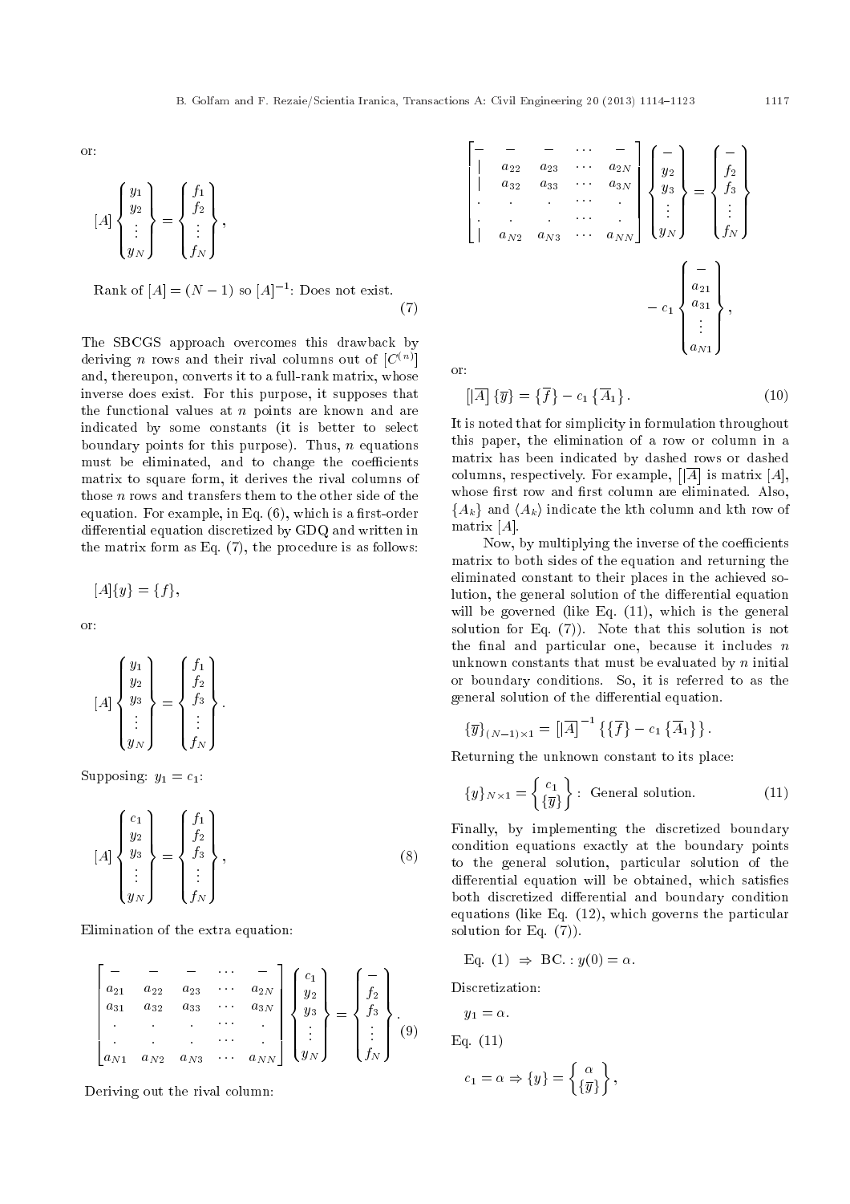or:

$$[A]\begin{Bmatrix} y_1 \\ y_2 \\ \vdots \\ y_N \end{Bmatrix} = \begin{Bmatrix} f_1 \\ f_2 \\ \vdots \\ f_N \end{Bmatrix},$$

Rank of $[A] = (N-1)$ so $[A]^{-1}$: Does not exist.

$$(7)$$

The SBCGS approach overcomes this drawback by deriving $n$ rows and their rival columns out of $[C^{(n)}]$ and, thereupon, converts it to a full-rank matrix, whose inverse does exist. For this purpose, it supposes that the functional values at $n$ points are known and are indicated by some constants (it is better to select boundary points for this purpose). Thus, $n$ equations must be eliminated, and to change the coefficients matrix to square form, it derives the rival columns of those $n$ rows and transfers them to the other side of the equation. For example, in Eq. (6), which is a first-order differential equation discretized by GDQ and written in the matrix form as Eq. (7), the procedure is as follows:

$$[A]\{y\} = \{f\},$$

or:

$$[A]\begin{Bmatrix} y_1 \\ y_2 \\ y_3 \\ \vdots \\ y_N \end{Bmatrix} = \begin{Bmatrix} f_1 \\ f_2 \\ f_3 \\ \vdots \\ f_N \end{Bmatrix}.$$

Supposing: $y_1 = c_1$:

$$[A]\begin{Bmatrix} c_1 \\ y_2 \\ y_3 \\ \vdots \\ y_N \end{Bmatrix} = \begin{Bmatrix} f_1 \\ f_2 \\ f_3 \\ \vdots \\ f_N \end{Bmatrix}, \tag{8}$$

Elimination of the extra equation:

$$\begin{bmatrix} - & - & - & \cdots & - \\ a_{21} & a_{22} & a_{23} & \cdots & a_{2N} \\ a_{31} & a_{32} & a_{33} & \cdots & a_{3N} \\ . & . & . & \cdots & . \\ . & . & . & \cdots & . \\ a_{N1} & a_{N2} & a_{N3} & \cdots & a_{NN} \end{bmatrix} \begin{Bmatrix} c_1 \\ y_2 \\ y_3 \\ \vdots \\ y_N \end{Bmatrix} = \begin{Bmatrix} - \\ f_2 \\ f_3 \\ \vdots \\ f_N \end{Bmatrix}. \tag{9}$$

Deriving out the rival column:

$$\begin{bmatrix} - & - & - & \cdots & - \\ | & a_{22} & a_{23} & \cdots & a_{2N} \\ | & a_{32} & a_{33} & \cdots & a_{3N} \\ . & . & . & \cdots & . \\ . & . & . & \cdots & . \\ | & a_{N2} & a_{N3} & \cdots & a_{NN} \end{bmatrix} \begin{Bmatrix} - \\ y_2 \\ y_3 \\ \vdots \\ y_N \end{Bmatrix} = \begin{Bmatrix} - \\ f_2 \\ f_3 \\ \vdots \\ f_N \end{Bmatrix} - c_1 \begin{Bmatrix} - \\ a_{21} \\ a_{31} \\ \vdots \\ a_{N1} \end{Bmatrix},$$

or:

$$[|\overline{A}]\{\overline{y}\} = \{\overline{f}\} - c_1\{\overline{A}_1\}. \tag{10}$$

It is noted that for simplicity in formulation throughout this paper, the elimination of a row or column in a matrix has been indicated by dashed rows or dashed columns, respectively. For example, $[|\overline{A}]$ is matrix $[A]$, whose first row and first column are eliminated. Also, $\{A_k\}$ and $\langle A_k \rangle$ indicate the kth column and kth row of matrix $[A]$.

Now, by multiplying the inverse of the coefficients matrix to both sides of the equation and returning the eliminated constant to their places in the achieved solution, the general solution of the differential equation will be governed (like Eq. (11), which is the general solution for Eq. (7)). Note that this solution is not the final and particular one, because it includes $n$ unknown constants that must be evaluated by $n$ initial or boundary conditions. So, it is referred to as the general solution of the differential equation.

$$\{\overline{y}\}_{(N-1)\times 1} = [|\overline{A}]^{-1}\left\{\{\overline{f}\} - c_1\{\overline{A}_1\}\right\}.$$

Returning the unknown constant to its place:

$$\{y\}_{N\times 1} = \begin{Bmatrix} c_1 \\ \{\overline{y}\} \end{Bmatrix}: \text{ General solution.} \tag{11}$$

Finally, by implementing the discretized boundary condition equations exactly at the boundary points to the general solution, particular solution of the differential equation will be obtained, which satisfies both discretized differential and boundary condition equations (like Eq. (12), which governs the particular solution for Eq. (7)).

Eq. (1) $\Rightarrow$ BC. : $y(0) = \alpha$.

Discretization:

$y_1 = \alpha$.

Eq. (11)

$$c_1 = \alpha \Rightarrow \{y\} = \begin{Bmatrix} \alpha \\ \{\overline{y}\} \end{Bmatrix},$$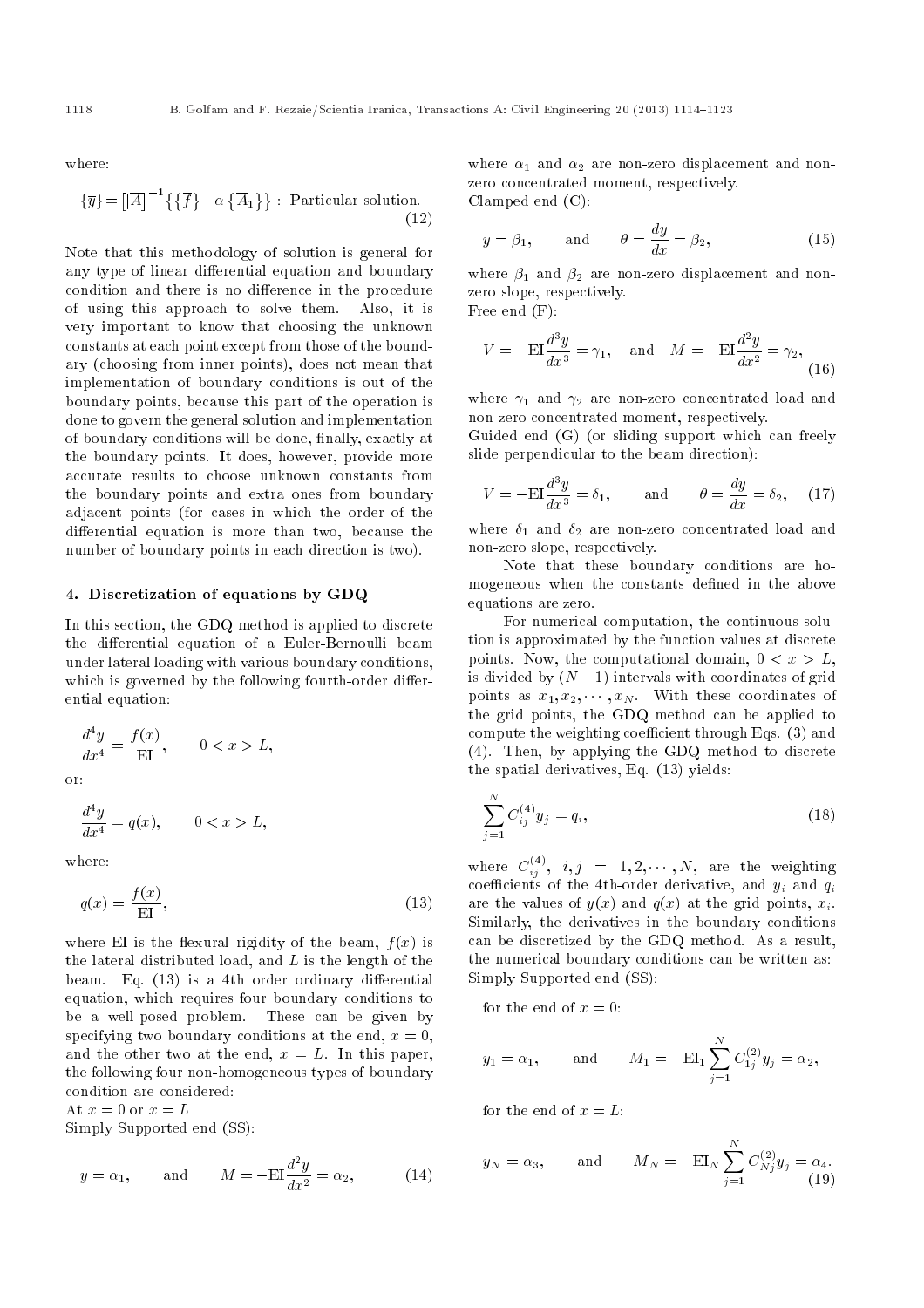where:

$$\{\overline{y}\} = [\overline{A}]^{-1}\{\{\overline{f}\} - \alpha\{\overline{A}_1\}\} : \text{ Particular solution.} \tag{12}$$

Note that this methodology of solution is general for any type of linear differential equation and boundary condition and there is no difference in the procedure of using this approach to solve them. Also, it is very important to know that choosing the unknown constants at each point except from those of the boundary (choosing from inner points), does not mean that implementation of boundary conditions is out of the boundary points, because this part of the operation is done to govern the general solution and implementation of boundary conditions will be done, finally, exactly at the boundary points. It does, however, provide more accurate results to choose unknown constants from the boundary points and extra ones from boundary adjacent points (for cases in which the order of the differential equation is more than two, because the number of boundary points in each direction is two).

## 4. Discretization of equations by GDQ

In this section, the GDQ method is applied to discrete the differential equation of a Euler-Bernoulli beam under lateral loading with various boundary conditions, which is governed by the following fourth-order differential equation:

$$\frac{d^4y}{dx^4} = \frac{f(x)}{\text{EI}}, \qquad 0 < x > L,$$

or:

$$\frac{d^4y}{dx^4} = q(x), \qquad 0 < x > L,$$

where:

$$q(x) = \frac{f(x)}{\text{EI}}, \tag{13}$$

where EI is the flexural rigidity of the beam, $f(x)$ is the lateral distributed load, and $L$ is the length of the beam. Eq. (13) is a 4th order ordinary differential equation, which requires four boundary conditions to be a well-posed problem. These can be given by specifying two boundary conditions at the end, $x = 0$, and the other two at the end, $x = L$. In this paper, the following four non-homogeneous types of boundary condition are considered:

At $x = 0$ or $x = L$

Simply Supported end (SS):

$$y = \alpha_1, \qquad \text{and} \qquad M = -\text{EI}\frac{d^2y}{dx^2} = \alpha_2, \tag{14}$$

where $\alpha_1$ and $\alpha_2$ are non-zero displacement and non-zero concentrated moment, respectively.

Clamped end (C):

$$y = \beta_1, \qquad \text{and} \qquad \theta = \frac{dy}{dx} = \beta_2, \tag{15}$$

where $\beta_1$ and $\beta_2$ are non-zero displacement and non-zero slope, respectively.

Free end (F):

$$V = -\text{EI}\frac{d^3y}{dx^3} = \gamma_1, \quad \text{and} \quad M = -\text{EI}\frac{d^2y}{dx^2} = \gamma_2, \tag{16}$$

where $\gamma_1$ and $\gamma_2$ are non-zero concentrated load and non-zero concentrated moment, respectively.

Guided end (G) (or sliding support which can freely slide perpendicular to the beam direction):

$$V = -\text{EI}\frac{d^3y}{dx^3} = \delta_1, \qquad \text{and} \qquad \theta = \frac{dy}{dx} = \delta_2, \tag{17}$$

where $\delta_1$ and $\delta_2$ are non-zero concentrated load and non-zero slope, respectively.

Note that these boundary conditions are homogeneous when the constants defined in the above equations are zero.

For numerical computation, the continuous solution is approximated by the function values at discrete points. Now, the computational domain, $0 < x > L$, is divided by $(N-1)$ intervals with coordinates of grid points as $x_1, x_2, \cdots, x_N$. With these coordinates of the grid points, the GDQ method can be applied to compute the weighting coefficient through Eqs. (3) and (4). Then, by applying the GDQ method to discrete the spatial derivatives, Eq. (13) yields:

$$\sum_{j=1}^{N} C_{ij}^{(4)} y_j = q_i, \tag{18}$$

where $C_{ij}^{(4)}$, $i, j = 1, 2, \cdots, N$, are the weighting coefficients of the 4th-order derivative, and $y_i$ and $q_i$ are the values of $y(x)$ and $q(x)$ at the grid points, $x_i$. Similarly, the derivatives in the boundary conditions can be discretized by the GDQ method. As a result, the numerical boundary conditions can be written as:

Simply Supported end (SS):

for the end of $x = 0$:

$$y_1 = \alpha_1, \qquad \text{and} \qquad M_1 = -\text{EI}_1 \sum_{j=1}^{N} C_{1j}^{(2)} y_j = \alpha_2,$$

for the end of $x = L$:

$$y_N = \alpha_3, \qquad \text{and} \qquad M_N = -\text{EI}_N \sum_{j=1}^{N} C_{Nj}^{(2)} y_j = \alpha_4. \tag{19}$$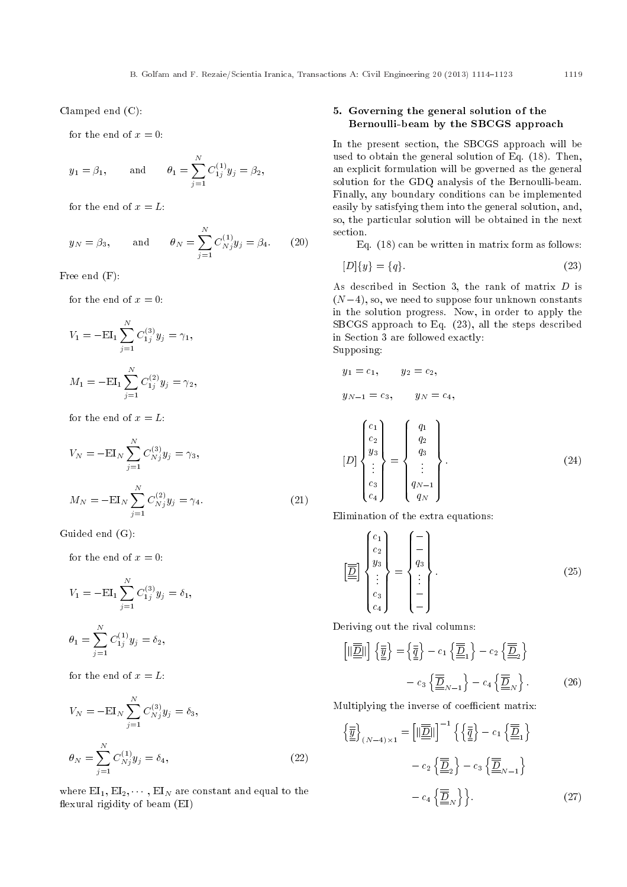Clamped end (C):

for the end of $x = 0$:

$$y_1 = \beta_1, \qquad \text{and} \qquad \theta_1 = \sum_{j=1}^{N} C_{1j}^{(1)} y_j = \beta_2,$$

for the end of $x = L$:

$$y_N = \beta_3, \qquad \text{and} \qquad \theta_N = \sum_{j=1}^{N} C_{Nj}^{(1)} y_j = \beta_4. \tag{20}$$

Free end (F):

for the end of $x = 0$:

$$V_1 = -\mathrm{EI}_1 \sum_{j=1}^{N} C_{1j}^{(3)} y_j = \gamma_1,$$

$$M_1 = -\mathrm{EI}_1 \sum_{j=1}^{N} C_{1j}^{(2)} y_j = \gamma_2,$$

for the end of $x = L$:

$$V_N = -\mathrm{EI}_N \sum_{j=1}^{N} C_{Nj}^{(3)} y_j = \gamma_3,$$

$$M_N = -\mathrm{EI}_N \sum_{j=1}^{N} C_{Nj}^{(2)} y_j = \gamma_4. \tag{21}$$

Guided end (G):

for the end of $x = 0$:

$$V_1 = -\mathrm{EI}_1 \sum_{j=1}^{N} C_{1j}^{(3)} y_j = \delta_1,$$

$$\theta_1 = \sum_{j=1}^{N} C_{1j}^{(1)} y_j = \delta_2,$$

for the end of $x = L$:

$$V_N = -\mathrm{EI}_N \sum_{j=1}^{N} C_{Nj}^{(3)} y_j = \delta_3,$$

$$\theta_N = \sum_{j=1}^{N} C_{Nj}^{(1)} y_j = \delta_4, \tag{22}$$

where $\mathrm{EI}_1, \mathrm{EI}_2, \cdots, \mathrm{EI}_N$ are constant and equal to the flexural rigidity of beam (EI)

## 5. Governing the general solution of the Bernoulli-beam by the SBCGS approach

In the present section, the SBCGS approach will be used to obtain the general solution of Eq. (18). Then, an explicit formulation will be governed as the general solution for the GDQ analysis of the Bernoulli-beam. Finally, any boundary conditions can be implemented easily by satisfying them into the general solution, and, so, the particular solution will be obtained in the next section.

Eq. (18) can be written in matrix form as follows:

$$[D]\{y\} = \{q\}. \tag{23}$$

As described in Section 3, the rank of matrix $D$ is $(N-4)$, so, we need to suppose four unknown constants in the solution progress. Now, in order to apply the SBCGS approach to Eq. (23), all the steps described in Section 3 are followed exactly:

Supposing:

$$y_1 = c_1, \qquad y_2 = c_2,$$

$$y_{N-1} = c_3, \qquad y_N = c_4,$$

$$[D] \begin{Bmatrix} c_1 \\ c_2 \\ y_3 \\ \vdots \\ c_3 \\ c_4 \end{Bmatrix} = \begin{Bmatrix} q_1 \\ q_2 \\ q_3 \\ \vdots \\ q_{N-1} \\ q_N \end{Bmatrix}. \tag{24}$$

Elimination of the extra equations:

$$\left[\overline{\underline{\underline{D}}}\right] \begin{Bmatrix} c_1 \\ c_2 \\ y_3 \\ \vdots \\ c_3 \\ c_4 \end{Bmatrix} = \begin{Bmatrix} - \\ - \\ q_3 \\ \vdots \\ - \\ - \end{Bmatrix}. \tag{25}$$

Deriving out the rival columns:

$$\left[\|\overline{\underline{\underline{D}}}\|\right] \left\{\overline{\underline{\underline{y}}}\right\} = \left\{\overline{\underline{\underline{q}}}\right\} - c_1 \left\{\overline{\underline{\underline{D}}}_1\right\} - c_2 \left\{\overline{\underline{\underline{D}}}_2\right\} - c_3 \left\{\overline{\underline{\underline{D}}}_{N-1}\right\} - c_4 \left\{\overline{\underline{\underline{D}}}_N\right\}. \tag{26}$$

Multiplying the inverse of coefficient matrix:

$$\left\{\overline{\underline{\underline{y}}}\right\}_{(N-4)\times 1} = \left[\|\overline{\underline{\underline{D}}}\|\right]^{-1} \Big\{ \left\{\overline{\underline{\underline{q}}}\right\} - c_1 \left\{\overline{\underline{\underline{D}}}_1\right\} - c_2 \left\{\overline{\underline{\underline{D}}}_2\right\} - c_3 \left\{\overline{\underline{\underline{D}}}_{N-1}\right\} - c_4 \left\{\overline{\underline{\underline{D}}}_N\right\} \Big\}. \tag{27}$$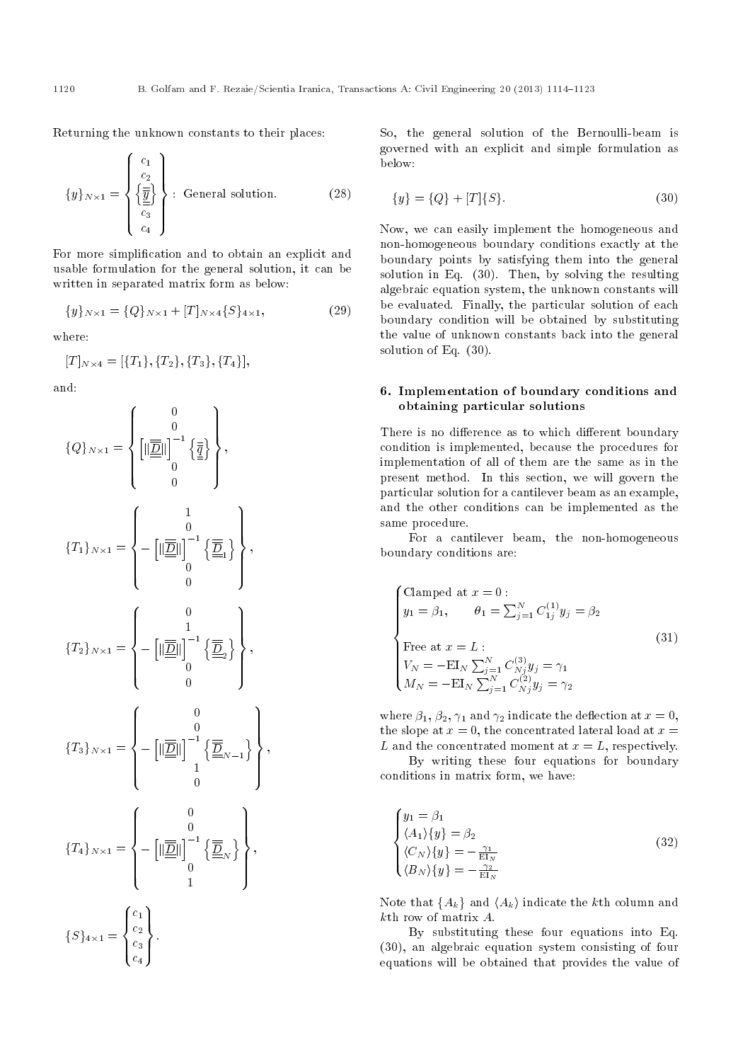Returning the unknown constants to their places:

$$\{y\}_{N\times 1} = \begin{Bmatrix} c_1 \\ c_2 \\ \left\{\underline{\overline{y}}\right\} \\ c_3 \\ c_4 \end{Bmatrix}: \text{ General solution.} \tag{28}$$

For more simplification and to obtain an explicit and usable formulation for the general solution, it can be written in separated matrix form as below:

$$\{y\}_{N\times 1} = \{Q\}_{N\times 1} + [T]_{N\times 4}\{S\}_{4\times 1}, \tag{29}$$

where:

$$[T]_{N\times 4} = [\{T_1\}, \{T_2\}, \{T_3\}, \{T_4\}],$$

and:

$$\{Q\}_{N\times 1} = \begin{Bmatrix} 0 \\ 0 \\ \left[\|\underline{\overline{D}}\|\right]^{-1}\left\{\underline{\overline{q}}\right\} \\ 0 \\ 0 \end{Bmatrix},$$

$$\{T_1\}_{N\times 1} = \begin{Bmatrix} 1 \\ 0 \\ -\left[\|\underline{\overline{D}}\|\right]^{-1}\left\{\underline{\overline{D}}_1\right\} \\ 0 \\ 0 \end{Bmatrix},$$

$$\{T_2\}_{N\times 1} = \begin{Bmatrix} 0 \\ 1 \\ -\left[\|\underline{\overline{D}}\|\right]^{-1}\left\{\underline{\overline{D}}_2\right\} \\ 0 \\ 0 \end{Bmatrix},$$

$$\{T_3\}_{N\times 1} = \begin{Bmatrix} 0 \\ 0 \\ -\left[\|\underline{\overline{D}}\|\right]^{-1}\left\{\underline{\overline{D}}_{N-1}\right\} \\ 1 \\ 0 \end{Bmatrix},$$

$$\{T_4\}_{N\times 1} = \begin{Bmatrix} 0 \\ 0 \\ -\left[\|\underline{\overline{D}}\|\right]^{-1}\left\{\underline{\overline{D}}_N\right\} \\ 0 \\ 1 \end{Bmatrix},$$

$$\{S\}_{4\times 1} = \begin{Bmatrix} c_1 \\ c_2 \\ c_3 \\ c_4 \end{Bmatrix}.$$

So, the general solution of the Bernoulli-beam is governed with an explicit and simple formulation as below:

$$\{y\} = \{Q\} + [T]\{S\}. \tag{30}$$

Now, we can easily implement the homogeneous and non-homogeneous boundary conditions exactly at the boundary points by satisfying them into the general solution in Eq. (30). Then, by solving the resulting algebraic equation system, the unknown constants will be evaluated. Finally, the particular solution of each boundary condition will be obtained by substituting the value of unknown constants back into the general solution of Eq. (30).

## 6. Implementation of boundary conditions and obtaining particular solutions

There is no difference as to which different boundary condition is implemented, because the procedures for implementation of all of them are the same as in the present method. In this section, we will govern the particular solution for a cantilever beam as an example, and the other conditions can be implemented as the same procedure.

For a cantilever beam, the non-homogeneous boundary conditions are:

$$\begin{cases} \text{Clamped at } x = 0: \\ y_1 = \beta_1, \qquad \theta_1 = \sum_{j=1}^{N} C_{1j}^{(1)} y_j = \beta_2 \\ \\ \text{Free at } x = L: \\ V_N = -\text{EI}_N \sum_{j=1}^{N} C_{Nj}^{(3)} y_j = \gamma_1 \\ M_N = -\text{EI}_N \sum_{j=1}^{N} C_{Nj}^{(2)} y_j = \gamma_2 \end{cases} \tag{31}$$

where $\beta_1$, $\beta_2$, $\gamma_1$ and $\gamma_2$ indicate the deflection at $x = 0$, the slope at $x = 0$, the concentrated lateral load at $x = L$ and the concentrated moment at $x = L$, respectively.

By writing these four equations for boundary conditions in matrix form, we have:

$$\begin{cases} y_1 = \beta_1 \\ \langle A_1\rangle\{y\} = \beta_2 \\ \langle C_N\rangle\{y\} = -\frac{\gamma_1}{\text{EI}_N} \\ \langle B_N\rangle\{y\} = -\frac{\gamma_2}{\text{EI}_N} \end{cases} \tag{32}$$

Note that $\{A_k\}$ and $\langle A_k\rangle$ indicate the $k$th column and $k$th row of matrix $A$.

By substituting these four equations into Eq. (30), an algebraic equation system consisting of four equations will be obtained that provides the value of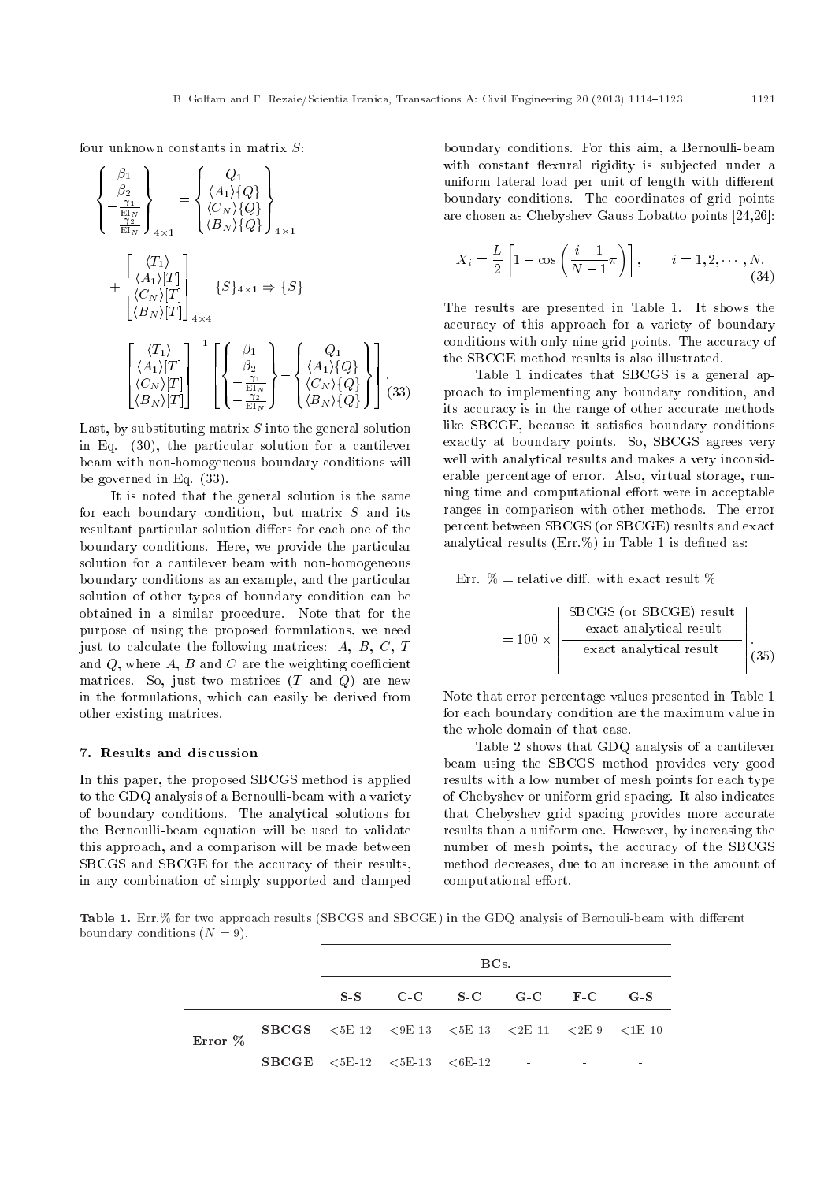four unknown constants in matrix $S$:

$$\begin{Bmatrix} \beta_1 \\ \beta_2 \\ -\frac{\gamma_1}{\mathrm{EI}_N} \\ -\frac{\gamma_2}{\mathrm{EI}_N} \end{Bmatrix}_{4\times 1} = \begin{Bmatrix} Q_1 \\ \langle A_1 \rangle \{Q\} \\ \langle C_N \rangle \{Q\} \\ \langle B_N \rangle \{Q\} \end{Bmatrix}_{4\times 1} + \begin{bmatrix} \langle T_1 \rangle \\ \langle A_1 \rangle [T] \\ \langle C_N \rangle [T] \\ \langle B_N \rangle [T] \end{bmatrix}_{4\times 4} \{S\}_{4\times 1} \Rightarrow \{S\}$$

$$= \begin{bmatrix} \langle T_1 \rangle \\ \langle A_1 \rangle [T] \\ \langle C_N \rangle [T] \\ \langle B_N \rangle [T] \end{bmatrix}^{-1} \left[ \begin{Bmatrix} \beta_1 \\ \beta_2 \\ -\frac{\gamma_1}{\mathrm{EI}_N} \\ -\frac{\gamma_2}{\mathrm{EI}_N} \end{Bmatrix} - \begin{Bmatrix} Q_1 \\ \langle A_1 \rangle \{Q\} \\ \langle C_N \rangle \{Q\} \\ \langle B_N \rangle \{Q\} \end{Bmatrix} \right]. \tag{33}$$

Last, by substituting matrix $S$ into the general solution in Eq. (30), the particular solution for a cantilever beam with non-homogeneous boundary conditions will be governed in Eq. (33).

It is noted that the general solution is the same for each boundary condition, but matrix $S$ and its resultant particular solution differs for each one of the boundary conditions. Here, we provide the particular solution for a cantilever beam with non-homogeneous boundary conditions as an example, and the particular solution of other types of boundary condition can be obtained in a similar procedure. Note that for the purpose of using the proposed formulations, we need just to calculate the following matrices: $A$, $B$, $C$, $T$ and $Q$, where $A$, $B$ and $C$ are the weighting coefficient matrices. So, just two matrices ($T$ and $Q$) are new in the formulations, which can easily be derived from other existing matrices.

## 7. Results and discussion

In this paper, the proposed SBCGS method is applied to the GDQ analysis of a Bernoulli-beam with a variety of boundary conditions. The analytical solutions for the Bernoulli-beam equation will be used to validate this approach, and a comparison will be made between SBCGS and SBCGE for the accuracy of their results, in any combination of simply supported and clamped boundary conditions. For this aim, a Bernoulli-beam with constant flexural rigidity is subjected under a uniform lateral load per unit of length with different boundary conditions. The coordinates of grid points are chosen as Chebyshev-Gauss-Lobatto points [24,26]:

$$X_i = \frac{L}{2}\left[1 - \cos\left(\frac{i-1}{N-1}\pi\right)\right], \qquad i = 1, 2, \cdots, N. \tag{34}$$

The results are presented in Table 1. It shows the accuracy of this approach for a variety of boundary conditions with only nine grid points. The accuracy of the SBCGE method results is also illustrated.

Table 1 indicates that SBCGS is a general approach to implementing any boundary condition, and its accuracy is in the range of other accurate methods like SBCGE, because it satisfies boundary conditions exactly at boundary points. So, SBCGS agrees very well with analytical results and makes a very inconsiderable percentage of error. Also, virtual storage, running time and computational effort were in acceptable ranges in comparison with other methods. The error percent between SBCGS (or SBCGE) results and exact analytical results (Err.%) in Table 1 is defined as:

Err. % = relative diff. with exact result %

$$= 100 \times \left| \frac{\text{SBCGS (or SBCGE) result} \\ \text{-exact analytical result}}{\text{exact analytical result}} \right|. \tag{35}$$

Note that error percentage values presented in Table 1 for each boundary condition are the maximum value in the whole domain of that case.

Table 2 shows that GDQ analysis of a cantilever beam using the SBCGS method provides very good results with a low number of mesh points for each type of Chebyshev or uniform grid spacing. It also indicates that Chebyshev grid spacing provides more accurate results than a uniform one. However, by increasing the number of mesh points, the accuracy of the SBCGS method decreases, due to an increase in the amount of computational effort.

**Table 1.** Err.% for two approach results (SBCGS and SBCGE) in the GDQ analysis of Bernouli-beam with different boundary conditions ($N = 9$).

| | | BCs. | | | | | |
|---|---|---|---|---|---|---|---|
| | | **S-S** | **C-C** | **S-C** | **G-C** | **F-C** | **G-S** |
| **Error %** | **SBCGS** | <5E-12 | <9E-13 | <5E-13 | <2E-11 | <2E-9 | <1E-10 |
| | **SBCGE** | <5E-12 | <5E-13 | <6E-12 | - | - | - |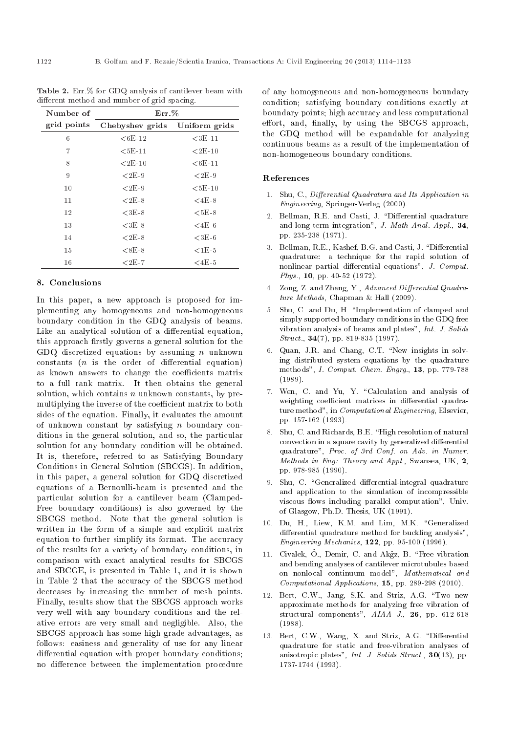**Table 2.** Err.% for GDQ analysis of cantilever beam with different method and number of grid spacing.

| Number of grid points | Err.% | |
|---|---|---|
| | Chebyshev grids | Uniform grids |
| 6 | <6E-12 | <3E-11 |
| 7 | <5E-11 | <2E-10 |
| 8 | <2E-10 | <6E-11 |
| 9 | <2E-9 | <2E-9 |
| 10 | <2E-9 | <5E-10 |
| 11 | <2E-8 | <4E-8 |
| 12 | <3E-8 | <5E-8 |
| 13 | <3E-8 | <4E-6 |
| 14 | <2E-8 | <3E-6 |
| 15 | <8E-8 | <1E-5 |
| 16 | <2E-7 | <4E-5 |

## 8. Conclusions

In this paper, a new approach is proposed for implementing any homogeneous and non-homogeneous boundary condition in the GDQ analysis of beams. Like an analytical solution of a differential equation, this approach firstly governs a general solution for the GDQ discretized equations by assuming $n$ unknown constants ($n$ is the order of differential equation) as known answers to change the coefficients matrix to a full rank matrix. It then obtains the general solution, which contains $n$ unknown constants, by premultiplying the inverse of the coefficient matrix to both sides of the equation. Finally, it evaluates the amount of unknown constant by satisfying $n$ boundary conditions in the general solution, and so, the particular solution for any boundary condition will be obtained. It is, therefore, referred to as Satisfying Boundary Conditions in General Solution (SBCGS). In addition, in this paper, a general solution for GDQ discretized equations of a Bernoulli-beam is presented and the particular solution for a cantilever beam (Clamped-Free boundary conditions) is also governed by the SBCGS method. Note that the general solution is written in the form of a simple and explicit matrix equation to further simplify its format. The accuracy of the results for a variety of boundary conditions, in comparison with exact analytical results for SBCGS and SBCGE, is presented in Table 1, and it is shown in Table 2 that the accuracy of the SBCGS method decreases by increasing the number of mesh points. Finally, results show that the SBCGS approach works very well with any boundary conditions and the relative errors are very small and negligible. Also, the SBCGS approach has some high grade advantages, as follows: easiness and generality of use for any linear differential equation with proper boundary conditions; no difference between the implementation procedure of any homogeneous and non-homogeneous boundary condition; satisfying boundary conditions exactly at boundary points; high accuracy and less computational effort, and, finally, by using the SBCGS approach, the GDQ method will be expandable for analyzing continuous beams as a result of the implementation of non-homogeneous boundary conditions.

## References

1. Shu, C., *Differential Quadratura and Its Application in Engineering*, Springer-Verlag (2000).
2. Bellman, R.E. and Casti, J. "Differential quadrature and long-term integration", *J. Math Anal. Appl.*, **34**, pp. 235-238 (1971).
3. Bellman, R.E., Kashef, B.G. and Casti, J. "Differential quadrature: a technique for the rapid solution of nonlinear partial differential equations", *J. Comput. Phys.*, **10**, pp. 40-52 (1972).
4. Zong, Z. and Zhang, Y., *Advanced Differential Quadrature Methods*, Chapman & Hall (2009).
5. Shu, C. and Du, H. "Implementation of clamped and simply supported boundary conditions in the GDQ free vibration analysis of beams and plates", *Int. J. Solids Struct.*, **34**(7), pp. 819-835 (1997).
6. Quan, J.R. and Chang, C.T. "New insights in solving distributed system equations by the quadrature methods", *I. Comput. Chem. Engrg.*, **13**, pp. 779-788 (1989).
7. Wen, C. and Yu, Y. "Calculation and analysis of weighting coefficient matrices in differential quadrature method", in *Computational Engineering*, Elsevier, pp. 157-162 (1993).
8. Shu, C. and Richards, B.E. "High resolution of natural convection in a square cavity by generalized differential quadrature", *Proc. of 3rd Conf. on Adv. in Numer. Methods in Eng: Theory and Appl.*, Swansea, UK, **2**, pp. 978-985 (1990).
9. Shu, C. "Generalized differential-integral quadrature and application to the simulation of incompressible viscous flows including parallel computation", Univ. of Glasgow, Ph.D. Thesis, UK (1991).
10. Du, H., Liew, K.M. and Lim, M.K. "Generalized differential quadrature method for buckling analysis", *Engineering Mechanics*, **122**, pp. 95-100 (1996).
11. Civalek, Ö., Demir, C. and Akğz, B. "Free vibration and bending analyses of cantilever microtubules based on nonlocal continuum model", *Mathematical and Computational Applications*, **15**, pp. 289-298 (2010).
12. Bert, C.W., Jang, S.K. and Striz, A.G. "Two new approximate methods for analyzing free vibration of structural components", *AIAA J.*, **26**, pp. 612-618 (1988).
13. Bert, C.W., Wang, X. and Striz, A.G. "Differential quadrature for static and free-vibration analyses of anisotropic plates", *Int. J. Solids Struct.*, **30**(13), pp. 1737-1744 (1993).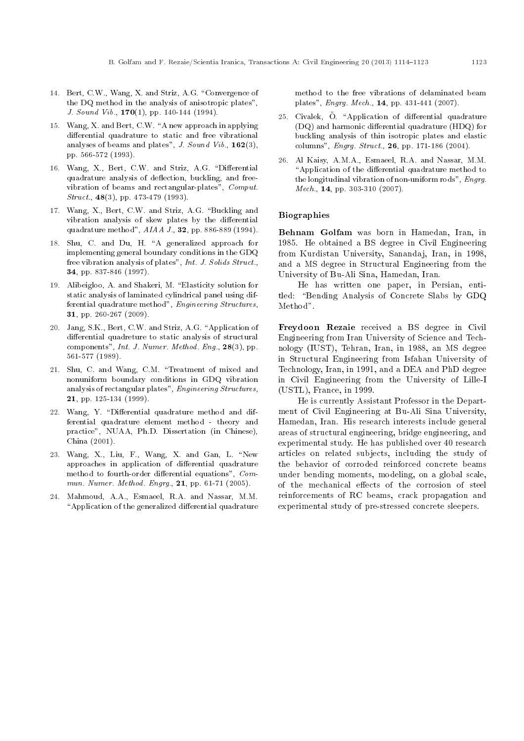14. Bert, C.W., Wang, X. and Striz, A.G. "Convergence of the DQ method in the analysis of anisotropic plates", *J. Sound Vib.*, **170**(1), pp. 140-144 (1994).
15. Wang, X. and Bert, C.W. "A new approach in applying differential quadrature to static and free vibrational analyses of beams and plates", *J. Sound Vib.*, **162**(3), pp. 566-572 (1993).
16. Wang, X., Bert, C.W. and Striz, A.G. "Differential quadrature analysis of deflection, buckling, and free-vibration of beams and rectangular-plates", *Comput. Struct.*, **48**(3), pp. 473-479 (1993).
17. Wang, X., Bert, C.W. and Striz, A.G. "Buckling and vibration analysis of skew plates by the differential quadrature method", *AIAA J.*, **32**, pp. 886-889 (1994).
18. Shu, C. and Du, H. "A generalized approach for implementing general boundary conditions in the GDQ free vibration analysis of plates", *Int. J. Solids Struct.*, **34**, pp. 837-846 (1997).
19. Alibeigloo, A. and Shakeri, M. "Elasticity solution for static analysis of laminated cylindrical panel using differential quadrature method", *Engineering Structures*, **31**, pp. 260-267 (2009).
20. Jang, S.K., Bert, C.W. and Striz, A.G. "Application of differential quadreture to static analysis of structural components", *Int. J. Numer. Method. Eng.*, **28**(3), pp. 561-577 (1989).
21. Shu, C. and Wang, C.M. "Treatment of mixed and nonuniform boundary conditions in GDQ vibration analysis of rectangular plates", *Engineering Structures*, **21**, pp. 125-134 (1999).
22. Wang, Y. "Differential quadrature method and differential quadrature element method - theory and practice", NUAA, Ph.D. Dissertation (in Chinese), China (2001).
23. Wang, X., Liu, F., Wang, X. and Gan, L. "New approaches in application of differential quadrature method to fourth-order differential equations", *Commun. Numer. Method. Engrg.*, **21**, pp. 61-71 (2005).
24. Mahmoud, A.A., Esmaeel, R.A. and Nassar, M.M. "Application of the generalized differential quadrature method to the free vibrations of delaminated beam plates", *Engrg. Mech.*, **14**, pp. 431-441 (2007).
25. Civalek, Ö. "Application of differential quadrature (DQ) and harmonic differential quadrature (HDQ) for buckling analysis of thin isotropic plates and elastic columns", *Engrg. Struct.*, **26**, pp. 171-186 (2004).
26. Al Kaisy, A.M.A., Esmaeel, R.A. and Nassar, M.M. "Application of the differential quadrature method to the longitudinal vibration of non-uniform rods", *Engrg. Mech.*, **14**, pp. 303-310 (2007).

## Biographies

**Behnam Golfam** was born in Hamedan, Iran, in 1985. He obtained a BS degree in Civil Engineering from Kurdistan University, Sanandaj, Iran, in 1998, and a MS degree in Structural Engineering from the University of Bu-Ali Sina, Hamedan, Iran.

He has written one paper, in Persian, entitled: "Bending Analysis of Concrete Slabs by GDQ Method".

**Freydoon Rezaie** received a BS degree in Civil Engineering from Iran University of Science and Technology (IUST), Tehran, Iran, in 1988, an MS degree in Structural Engineering from Isfahan University of Technology, Iran, in 1991, and a DEA and PhD degree in Civil Engineering from the University of Lille-I (USTL), France, in 1999.

He is currently Assistant Professor in the Department of Civil Engineering at Bu-Ali Sina University, Hamedan, Iran. His research interests include general areas of structural engineering, bridge engineering, and experimental study. He has published over 40 research articles on related subjects, including the study of the behavior of corroded reinforced concrete beams under bending moments, modeling, on a global scale, of the mechanical effects of the corrosion of steel reinforcements of RC beams, crack propagation and experimental study of pre-stressed concrete sleepers.